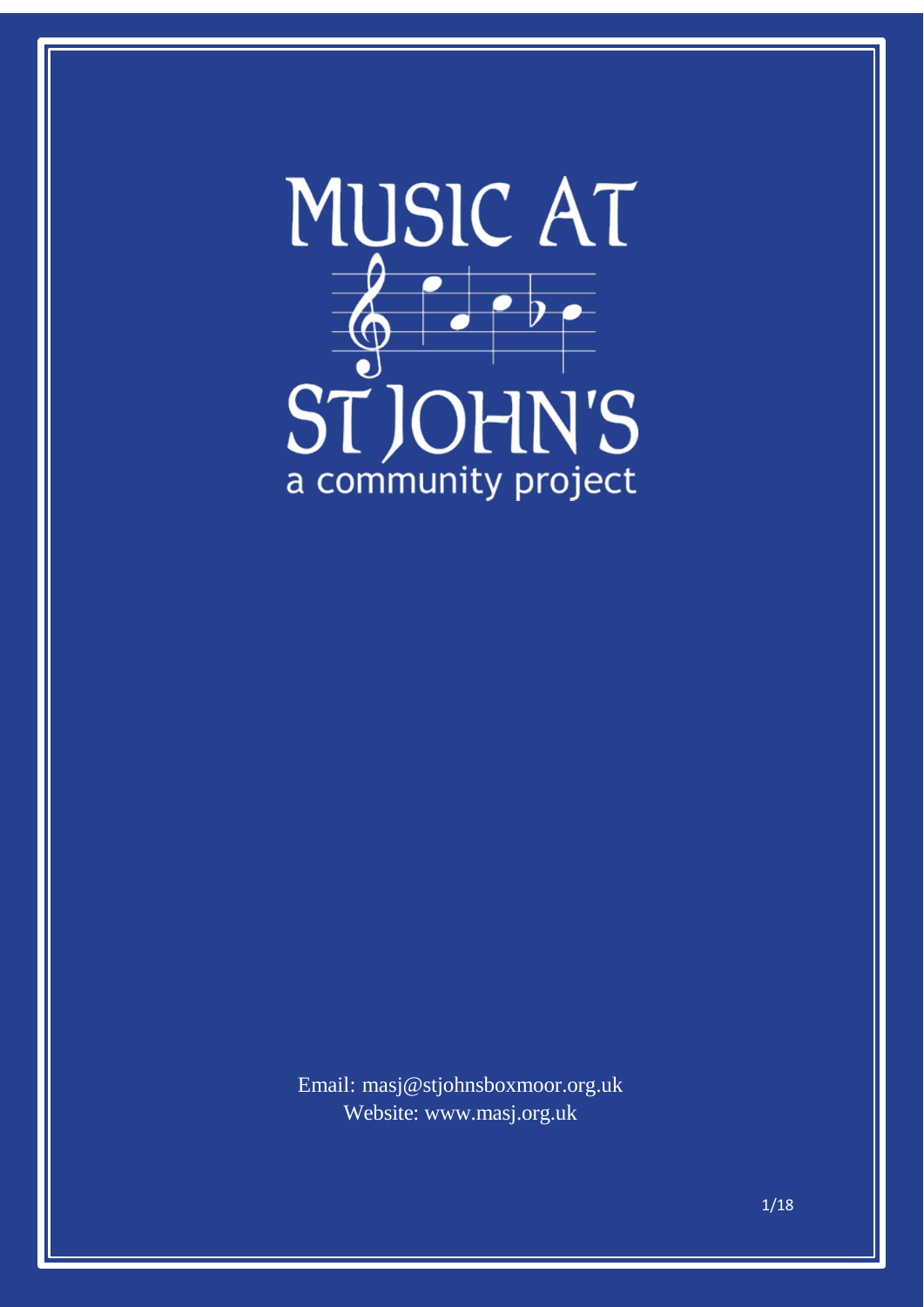# MUSIC AT ST JOHN'S

a community project

Email: masj@stjohnsboxmoor.org.uk

Website: www.masj.org.uk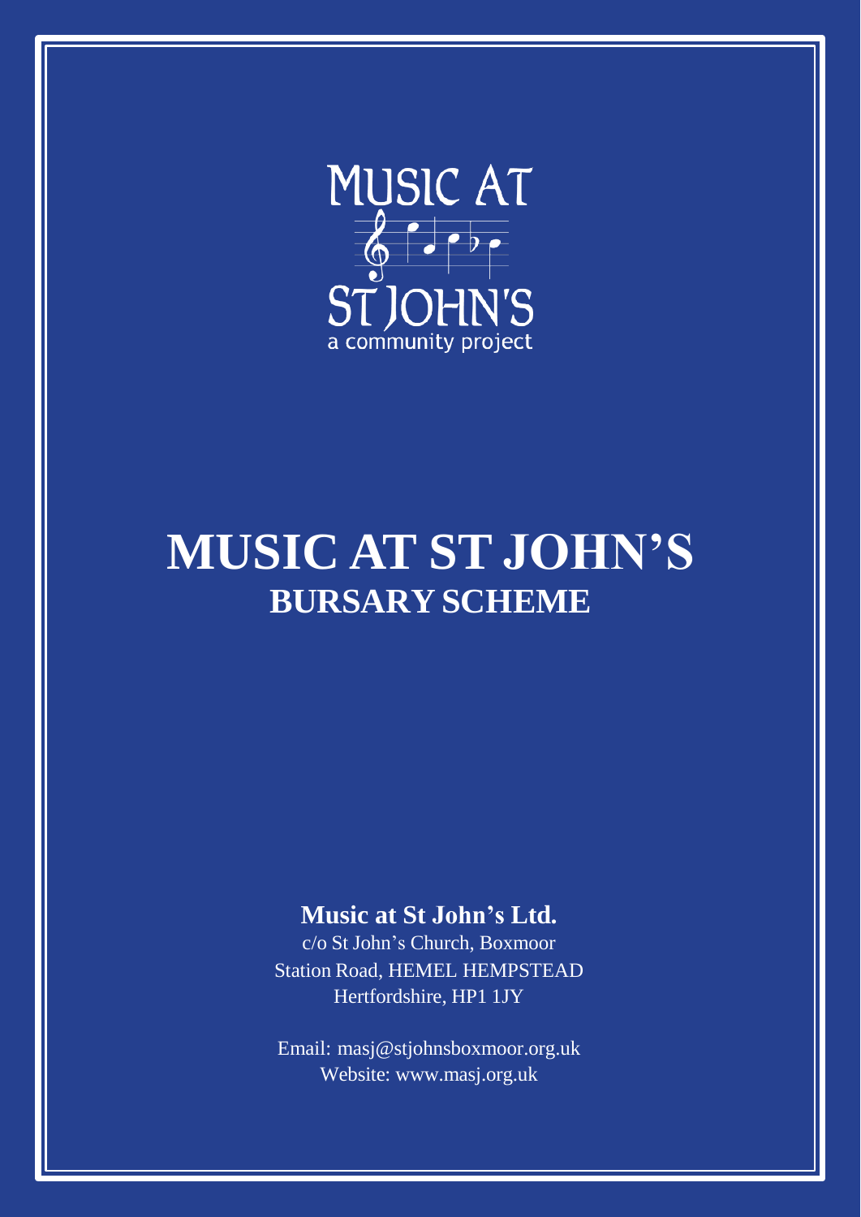MUSIC AT

ST JOHN'S

a community project

# MUSIC AT ST JOHN'S

## BURSARY SCHEME

**Music at St John's Ltd.**

c/o St John's Church, Boxmoor
Station Road, HEMEL HEMPSTEAD
Hertfordshire, HP1 1JY

Email: masj@stjohnsboxmoor.org.uk
Website: www.masj.org.uk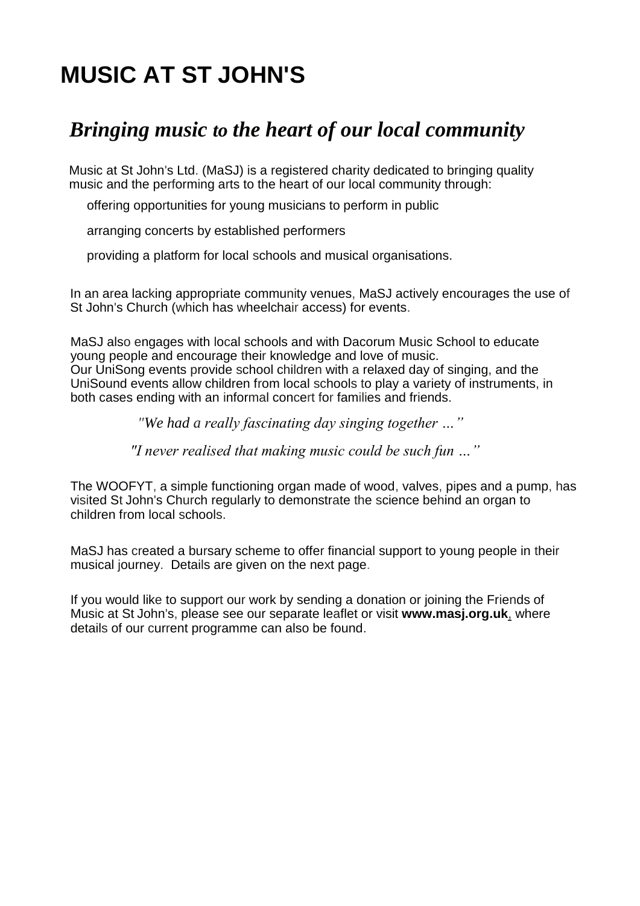# MUSIC AT ST JOHN'S

## *Bringing music to the heart of our local community*

Music at St John's Ltd. (MaSJ) is a registered charity dedicated to bringing quality music and the performing arts to the heart of our local community through:

- offering opportunities for young musicians to perform in public
- arranging concerts by established performers
- providing a platform for local schools and musical organisations.

In an area lacking appropriate community venues, MaSJ actively encourages the use of St John's Church (which has wheelchair access) for events.

MaSJ also engages with local schools and with Dacorum Music School to educate young people and encourage their knowledge and love of music.
Our UniSong events provide school children with a relaxed day of singing, and the UniSound events allow children from local schools to play a variety of instruments, in both cases ending with an informal concert for families and friends.

*"We had a really fascinating day singing together …"*

*"I never realised that making music could be such fun …"*

The WOOFYT, a simple functioning organ made of wood, valves, pipes and a pump, has visited St John's Church regularly to demonstrate the science behind an organ to children from local schools.

MaSJ has created a bursary scheme to offer financial support to young people in their musical journey. Details are given on the next page.

If you would like to support our work by sending a donation or joining the Friends of Music at St John's, please see our separate leaflet or visit **www.masj.org.uk**, where details of our current programme can also be found.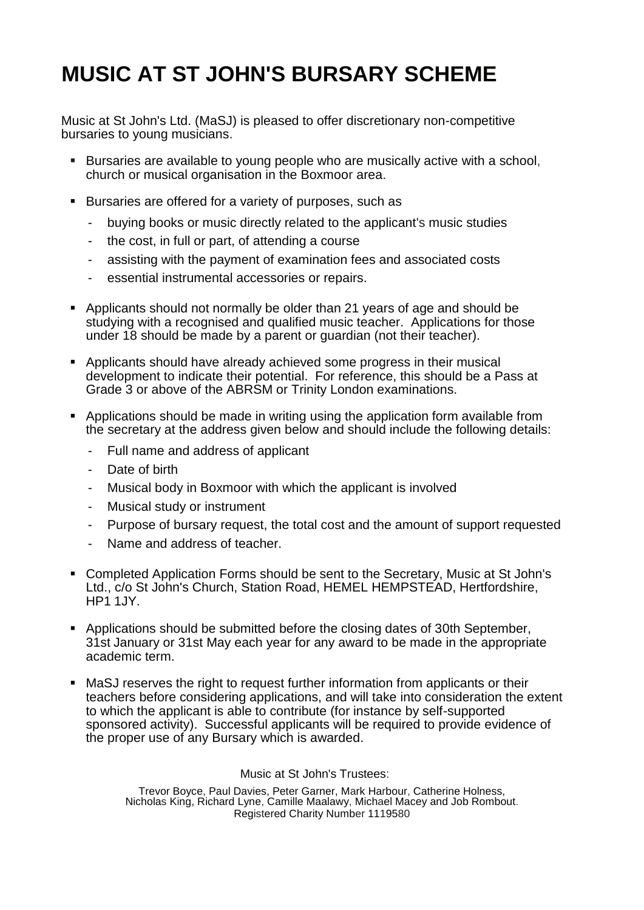# MUSIC AT ST JOHN'S BURSARY SCHEME

Music at St John's Ltd. (MaSJ) is pleased to offer discretionary non-competitive bursaries to young musicians.

- Bursaries are available to young people who are musically active with a school, church or musical organisation in the Boxmoor area.
- Bursaries are offered for a variety of purposes, such as
  - buying books or music directly related to the applicant's music studies
  - the cost, in full or part, of attending a course
  - assisting with the payment of examination fees and associated costs
  - essential instrumental accessories or repairs.
- Applicants should not normally be older than 21 years of age and should be studying with a recognised and qualified music teacher. Applications for those under 18 should be made by a parent or guardian (not their teacher).
- Applicants should have already achieved some progress in their musical development to indicate their potential. For reference, this should be a Pass at Grade 3 or above of the ABRSM or Trinity London examinations.
- Applications should be made in writing using the application form available from the secretary at the address given below and should include the following details:
  - Full name and address of applicant
  - Date of birth
  - Musical body in Boxmoor with which the applicant is involved
  - Musical study or instrument
  - Purpose of bursary request, the total cost and the amount of support requested
  - Name and address of teacher.
- Completed Application Forms should be sent to the Secretary, Music at St John's Ltd., c/o St John's Church, Station Road, HEMEL HEMPSTEAD, Hertfordshire, HP1 1JY.
- Applications should be submitted before the closing dates of 30th September, 31st January or 31st May each year for any award to be made in the appropriate academic term.
- MaSJ reserves the right to request further information from applicants or their teachers before considering applications, and will take into consideration the extent to which the applicant is able to contribute (for instance by self-supported sponsored activity). Successful applicants will be required to provide evidence of the proper use of any Bursary which is awarded.

Music at St John's Trustees:

Trevor Boyce, Paul Davies, Peter Garner, Mark Harbour, Catherine Holness, Nicholas King, Richard Lyne, Camille Maalawy, Michael Macey and Job Rombout.
Registered Charity Number 1119580